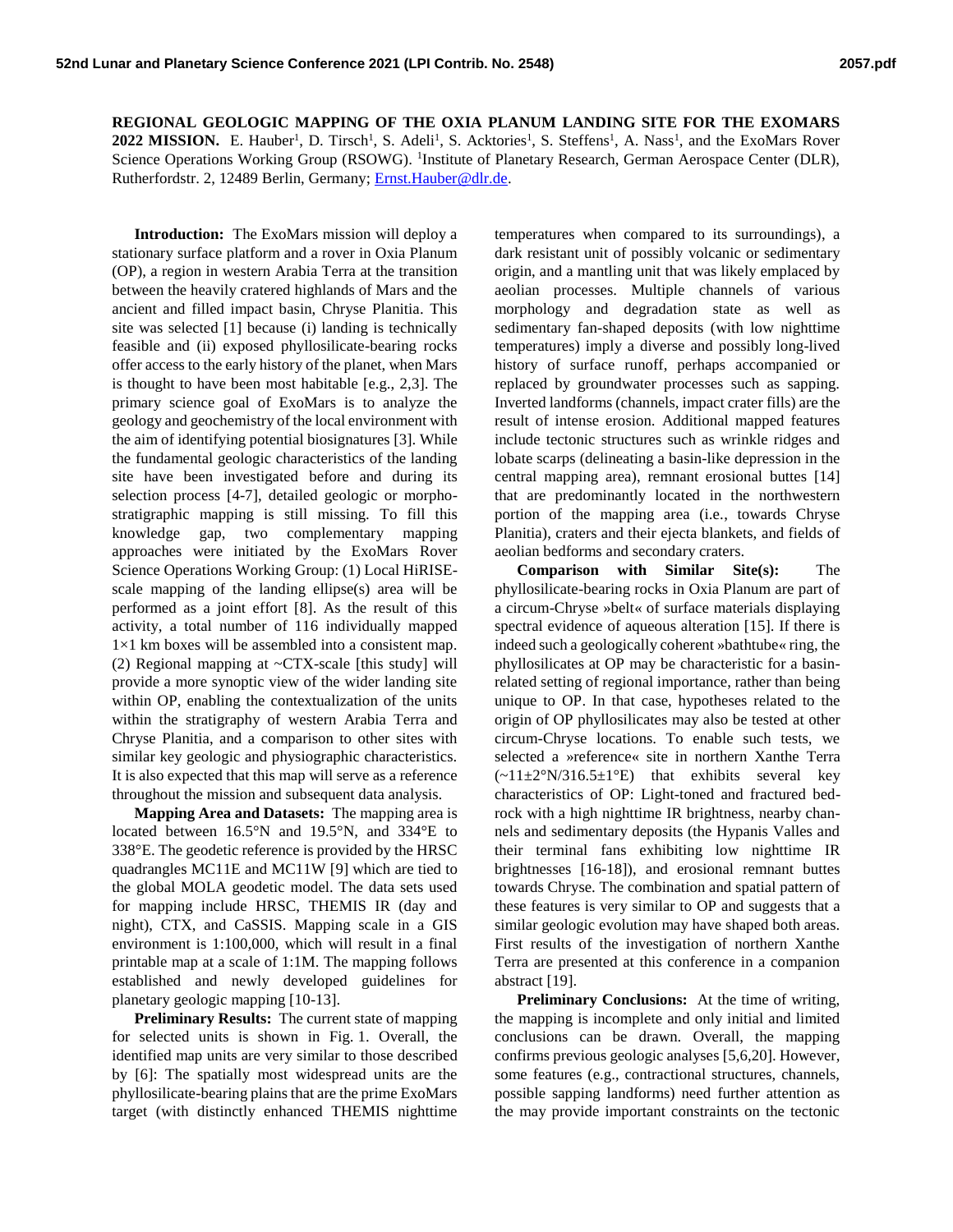# REGIONAL GEOLOGIC MAPPING OF THE OXIA PLANUM LANDING SITE FOR THE EXOMARS 2022 MISSION.

E. Hauber[1], D. Tirsch[1], S. Adeli[1], S. Acktories[1], S. Steffens[1], A. Nass[1], and the ExoMars Rover Science Operations Working Group (RSOWG). [1]Institute of Planetary Research, German Aerospace Center (DLR), Rutherfordstr. 2, 12489 Berlin, Germany; Ernst.Hauber@dlr.de.

**Introduction:** The ExoMars mission will deploy a stationary surface platform and a rover in Oxia Planum (OP), a region in western Arabia Terra at the transition between the heavily cratered highlands of Mars and the ancient and filled impact basin, Chryse Planitia. This site was selected [1] because (i) landing is technically feasible and (ii) exposed phyllosilicate-bearing rocks offer access to the early history of the planet, when Mars is thought to have been most habitable [e.g., 2,3]. The primary science goal of ExoMars is to analyze the geology and geochemistry of the local environment with the aim of identifying potential biosignatures [3]. While the fundamental geologic characteristics of the landing site have been investigated before and during its selection process [4-7], detailed geologic or morpho-stratigraphic mapping is still missing. To fill this knowledge gap, two complementary mapping approaches were initiated by the ExoMars Rover Science Operations Working Group: (1) Local HiRISE-scale mapping of the landing ellipse(s) area will be performed as a joint effort [8]. As the result of this activity, a total number of 116 individually mapped 1×1 km boxes will be assembled into a consistent map. (2) Regional mapping at ~CTX-scale [this study] will provide a more synoptic view of the wider landing site within OP, enabling the contextualization of the units within the stratigraphy of western Arabia Terra and Chryse Planitia, and a comparison to other sites with similar key geologic and physiographic characteristics. It is also expected that this map will serve as a reference throughout the mission and subsequent data analysis.

**Mapping Area and Datasets:** The mapping area is located between 16.5°N and 19.5°N, and 334°E to 338°E. The geodetic reference is provided by the HRSC quadrangles MC11E and MC11W [9] which are tied to the global MOLA geodetic model. The data sets used for mapping include HRSC, THEMIS IR (day and night), CTX, and CaSSIS. Mapping scale in a GIS environment is 1:100,000, which will result in a final printable map at a scale of 1:1M. The mapping follows established and newly developed guidelines for planetary geologic mapping [10-13].

**Preliminary Results:** The current state of mapping for selected units is shown in Fig. 1. Overall, the identified map units are very similar to those described by [6]: The spatially most widespread units are the phyllosilicate-bearing plains that are the prime ExoMars target (with distinctly enhanced THEMIS nighttime temperatures when compared to its surroundings), a dark resistant unit of possibly volcanic or sedimentary origin, and a mantling unit that was likely emplaced by aeolian processes. Multiple channels of various morphology and degradation state as well as sedimentary fan-shaped deposits (with low nighttime temperatures) imply a diverse and possibly long-lived history of surface runoff, perhaps accompanied or replaced by groundwater processes such as sapping. Inverted landforms (channels, impact crater fills) are the result of intense erosion. Additional mapped features include tectonic structures such as wrinkle ridges and lobate scarps (delineating a basin-like depression in the central mapping area), remnant erosional buttes [14] that are predominantly located in the northwestern portion of the mapping area (i.e., towards Chryse Planitia), craters and their ejecta blankets, and fields of aeolian bedforms and secondary craters.

**Comparison with Similar Site(s):** The phyllosilicate-bearing rocks in Oxia Planum are part of a circum-Chryse »belt« of surface materials displaying spectral evidence of aqueous alteration [15]. If there is indeed such a geologically coherent »bathtube« ring, the phyllosilicates at OP may be characteristic for a basin-related setting of regional importance, rather than being unique to OP. In that case, hypotheses related to the origin of OP phyllosilicates may also be tested at other circum-Chryse locations. To enable such tests, we selected a »reference« site in northern Xanthe Terra (~11±2°N/316.5±1°E) that exhibits several key characteristics of OP: Light-toned and fractured bed-rock with a high nighttime IR brightness, nearby channels and sedimentary deposits (the Hypanis Valles and their terminal fans exhibiting low nighttime IR brightnesses [16-18]), and erosional remnant buttes towards Chryse. The combination and spatial pattern of these features is very similar to OP and suggests that a similar geologic evolution may have shaped both areas. First results of the investigation of northern Xanthe Terra are presented at this conference in a companion abstract [19].

**Preliminary Conclusions:** At the time of writing, the mapping is incomplete and only initial and limited conclusions can be drawn. Overall, the mapping confirms previous geologic analyses [5,6,20]. However, some features (e.g., contractional structures, channels, possible sapping landforms) need further attention as the may provide important constraints on the tectonic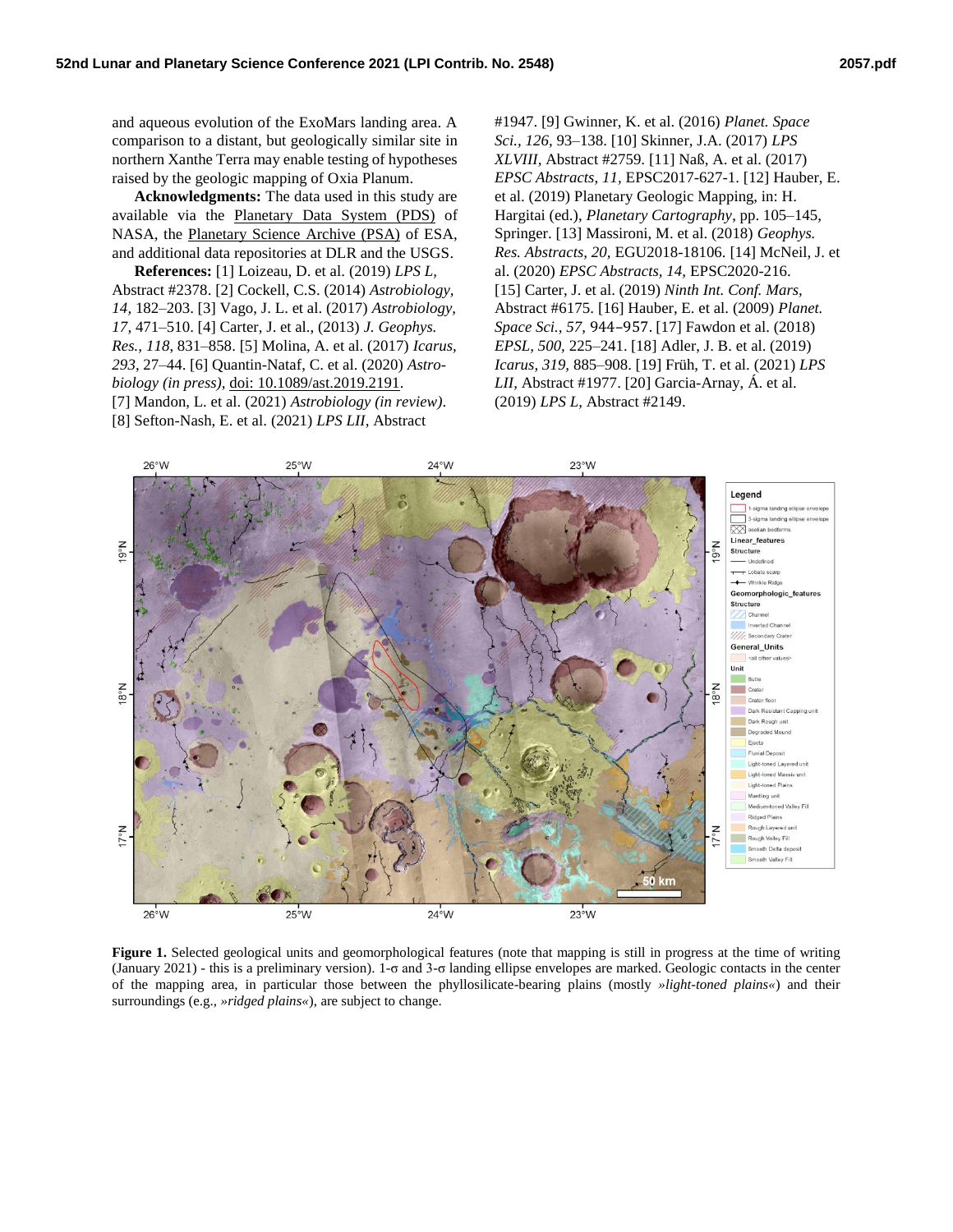and aqueous evolution of the ExoMars landing area. A comparison to a distant, but geologically similar site in northern Xanthe Terra may enable testing of hypotheses raised by the geologic mapping of Oxia Planum.

**Acknowledgments:** The data used in this study are available via the Planetary Data System (PDS) of NASA, the Planetary Science Archive (PSA) of ESA, and additional data repositories at DLR and the USGS.

**References:** [1] Loizeau, D. et al. (2019) *LPS L*, Abstract #2378. [2] Cockell, C.S. (2014) *Astrobiology, 14*, 182–203. [3] Vago, J. L. et al. (2017) *Astrobiology, 17*, 471–510. [4] Carter, J. et al., (2013) *J. Geophys. Res., 118*, 831–858. [5] Molina, A. et al. (2017) *Icarus, 293*, 27–44. [6] Quantin-Nataf, C. et al. (2020) *Astrobiology (in press)*, doi: 10.1089/ast.2019.2191. [7] Mandon, L. et al. (2021) *Astrobiology (in review)*. [8] Sefton-Nash, E. et al. (2021) *LPS LII*, Abstract #1947. [9] Gwinner, K. et al. (2016) *Planet. Space Sci., 126*, 93–138. [10] Skinner, J.A. (2017) *LPS XLVIII*, Abstract #2759. [11] Naß, A. et al. (2017) *EPSC Abstracts, 11*, EPSC2017-627-1. [12] Hauber, E. et al. (2019) Planetary Geologic Mapping, in: H. Hargitai (ed.), *Planetary Cartography*, pp. 105–145, Springer. [13] Massironi, M. et al. (2018) *Geophys. Res. Abstracts, 20*, EGU2018-18106. [14] McNeil, J. et al. (2020) *EPSC Abstracts, 14*, EPSC2020-216. [15] Carter, J. et al. (2019) *Ninth Int. Conf. Mars*, Abstract #6175. [16] Hauber, E. et al. (2009) *Planet. Space Sci., 57*, 944–957. [17] Fawdon et al. (2018) *EPSL, 500*, 225–241. [18] Adler, J. B. et al. (2019) *Icarus, 319*, 885–908. [19] Früh, T. et al. (2021) *LPS LII*, Abstract #1977. [20] Garcia-Arnay, Á. et al. (2019) *LPS L*, Abstract #2149.

26°W
25°W
24°W
23°W
19°N
18°N
17°N
50 km

Legend
1-sigma landing ellipse envelope
3-sigma landing ellipse envelope
aeolian bedforms
Linear_features
Structure
Undefined
Lobate scarp
Wrinkle Ridge
Geomorphologic_features
Structure
Channel
Inverted Channel
Secondary Crater
General_Units
<all other values>
Unit
Butte
Crater
Crater floor
Dark Resistant Capping unit
Dark Rough unit
Degraded Mound
Ejecta
Fluvial Deposit
Light-toned Layered unit
Light-toned Massiv unit
Light-toned Plains
Mantling unit
Medium-toned Valley Fill
Ridged Plains
Rough Layered unit
Rough Valley Fill
Smooth Delta deposit
Smooth Valley Fill

**Figure 1.** Selected geological units and geomorphological features (note that mapping is still in progress at the time of writing (January 2021) - this is a preliminary version). 1-σ and 3-σ landing ellipse envelopes are marked. Geologic contacts in the center of the mapping area, in particular those between the phyllosilicate-bearing plains (mostly *»light-toned plains«*) and their surroundings (e.g., *»ridged plains«*), are subject to change.